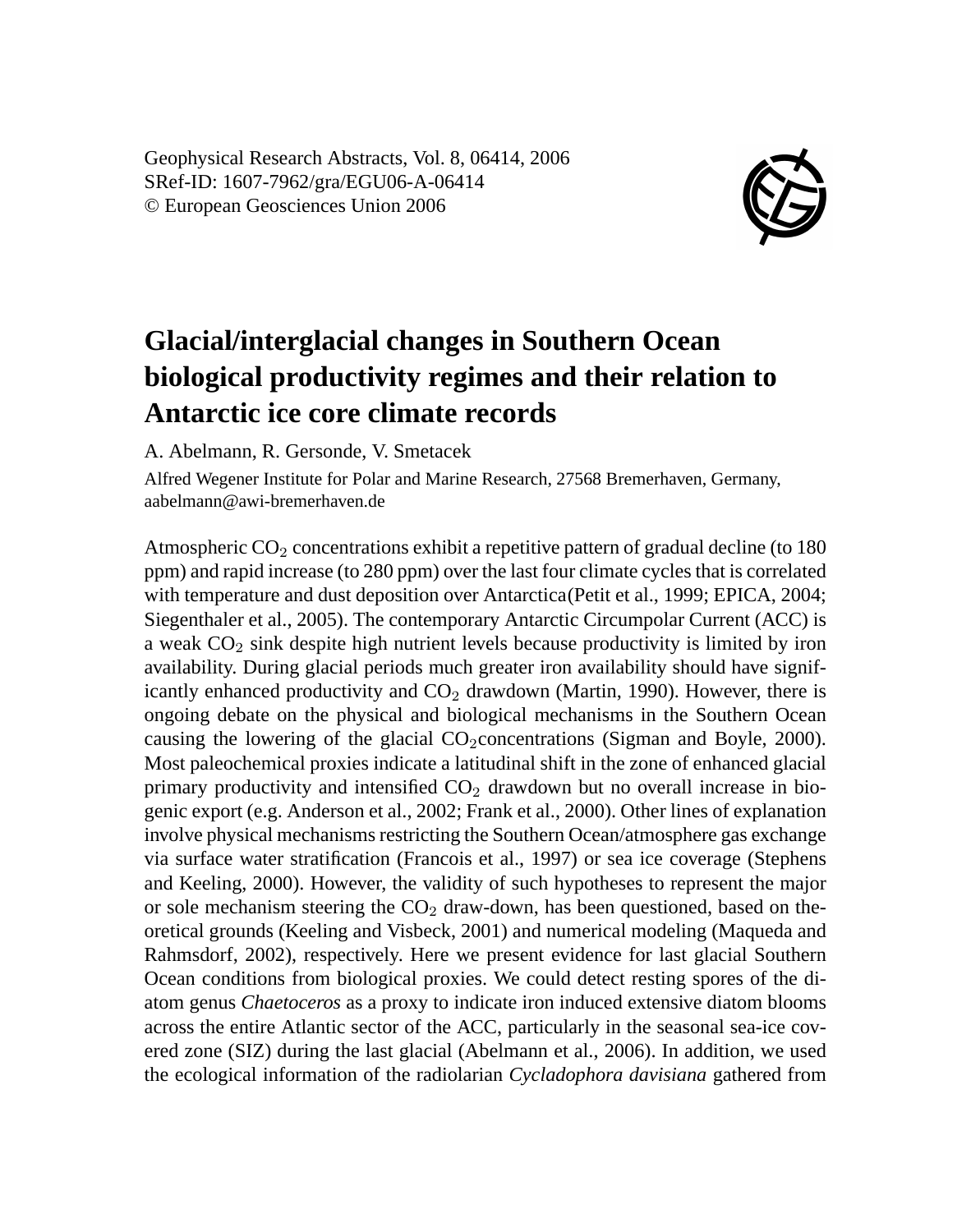Geophysical Research Abstracts, Vol. 8, 06414, 2006
SRef-ID: 1607-7962/gra/EGU06-A-06414
© European Geosciences Union 2006

# Glacial/interglacial changes in Southern Ocean biological productivity regimes and their relation to Antarctic ice core climate records

A. Abelmann, R. Gersonde, V. Smetacek

Alfred Wegener Institute for Polar and Marine Research, 27568 Bremerhaven, Germany, aabelmann@awi-bremerhaven.de

Atmospheric $CO_2$ concentrations exhibit a repetitive pattern of gradual decline (to 180 ppm) and rapid increase (to 280 ppm) over the last four climate cycles that is correlated with temperature and dust deposition over Antarctica(Petit et al., 1999; EPICA, 2004; Siegenthaler et al., 2005). The contemporary Antarctic Circumpolar Current (ACC) is a weak $CO_2$ sink despite high nutrient levels because productivity is limited by iron availability. During glacial periods much greater iron availability should have significantly enhanced productivity and $CO_2$ drawdown (Martin, 1990). However, there is ongoing debate on the physical and biological mechanisms in the Southern Ocean causing the lowering of the glacial $CO_2$concentrations (Sigman and Boyle, 2000). Most paleochemical proxies indicate a latitudinal shift in the zone of enhanced glacial primary productivity and intensified $CO_2$ drawdown but no overall increase in biogenic export (e.g. Anderson et al., 2002; Frank et al., 2000). Other lines of explanation involve physical mechanisms restricting the Southern Ocean/atmosphere gas exchange via surface water stratification (Francois et al., 1997) or sea ice coverage (Stephens and Keeling, 2000). However, the validity of such hypotheses to represent the major or sole mechanism steering the $CO_2$ draw-down, has been questioned, based on theoretical grounds (Keeling and Visbeck, 2001) and numerical modeling (Maqueda and Rahmsdorf, 2002), respectively. Here we present evidence for last glacial Southern Ocean conditions from biological proxies. We could detect resting spores of the diatom genus *Chaetoceros* as a proxy to indicate iron induced extensive diatom blooms across the entire Atlantic sector of the ACC, particularly in the seasonal sea-ice covered zone (SIZ) during the last glacial (Abelmann et al., 2006). In addition, we used the ecological information of the radiolarian *Cycladophora davisiana* gathered from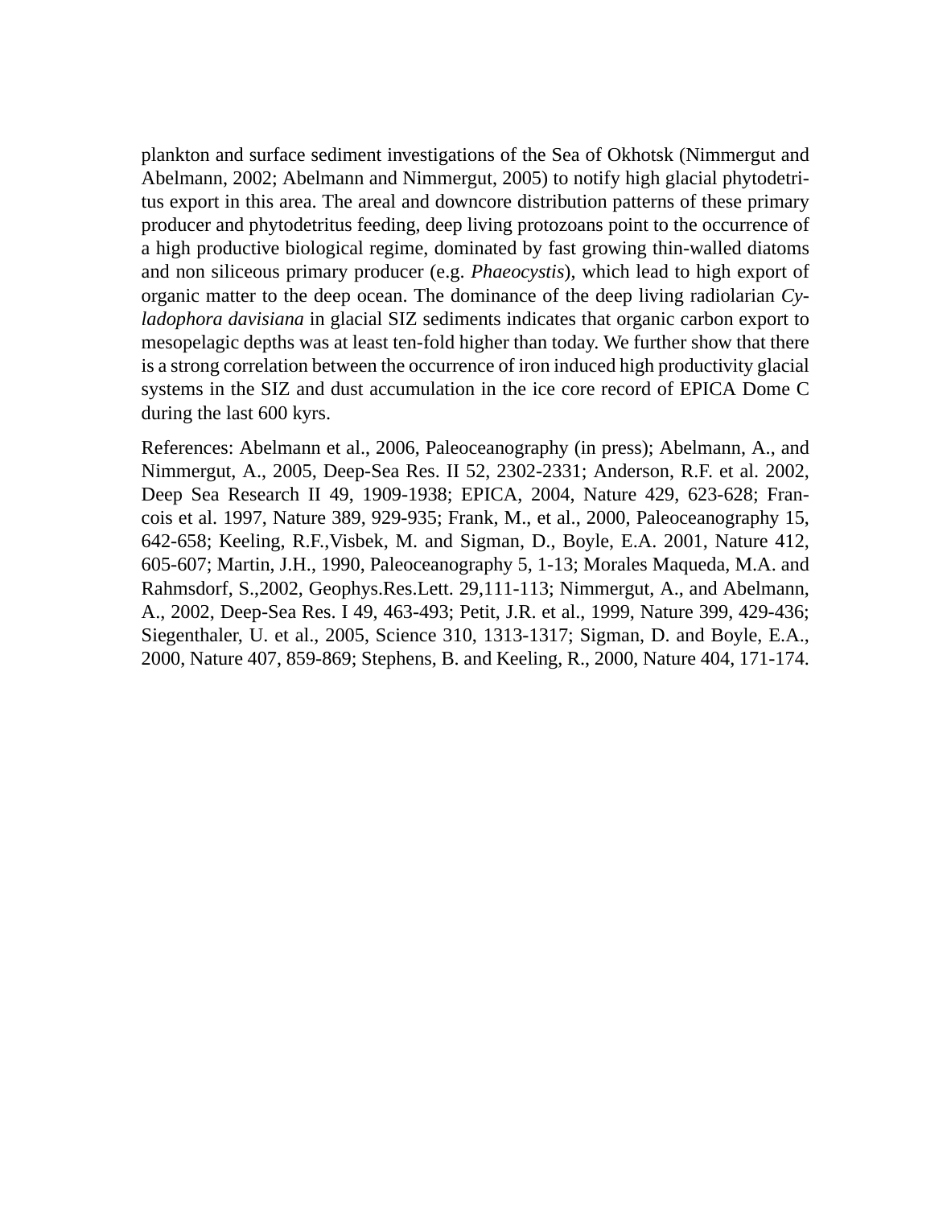plankton and surface sediment investigations of the Sea of Okhotsk (Nimmergut and Abelmann, 2002; Abelmann and Nimmergut, 2005) to notify high glacial phytodetritus export in this area. The areal and downcore distribution patterns of these primary producer and phytodetritus feeding, deep living protozoans point to the occurrence of a high productive biological regime, dominated by fast growing thin-walled diatoms and non siliceous primary producer (e.g. *Phaeocystis*), which lead to high export of organic matter to the deep ocean. The dominance of the deep living radiolarian *Cyladophora davisiana* in glacial SIZ sediments indicates that organic carbon export to mesopelagic depths was at least ten-fold higher than today. We further show that there is a strong correlation between the occurrence of iron induced high productivity glacial systems in the SIZ and dust accumulation in the ice core record of EPICA Dome C during the last 600 kyrs.

References: Abelmann et al., 2006, Paleoceanography (in press); Abelmann, A., and Nimmergut, A., 2005, Deep-Sea Res. II 52, 2302-2331; Anderson, R.F. et al. 2002, Deep Sea Research II 49, 1909-1938; EPICA, 2004, Nature 429, 623-628; Francois et al. 1997, Nature 389, 929-935; Frank, M., et al., 2000, Paleoceanography 15, 642-658; Keeling, R.F.,Visbek, M. and Sigman, D., Boyle, E.A. 2001, Nature 412, 605-607; Martin, J.H., 1990, Paleoceanography 5, 1-13; Morales Maqueda, M.A. and Rahmsdorf, S.,2002, Geophys.Res.Lett. 29,111-113; Nimmergut, A., and Abelmann, A., 2002, Deep-Sea Res. I 49, 463-493; Petit, J.R. et al., 1999, Nature 399, 429-436; Siegenthaler, U. et al., 2005, Science 310, 1313-1317; Sigman, D. and Boyle, E.A., 2000, Nature 407, 859-869; Stephens, B. and Keeling, R., 2000, Nature 404, 171-174.